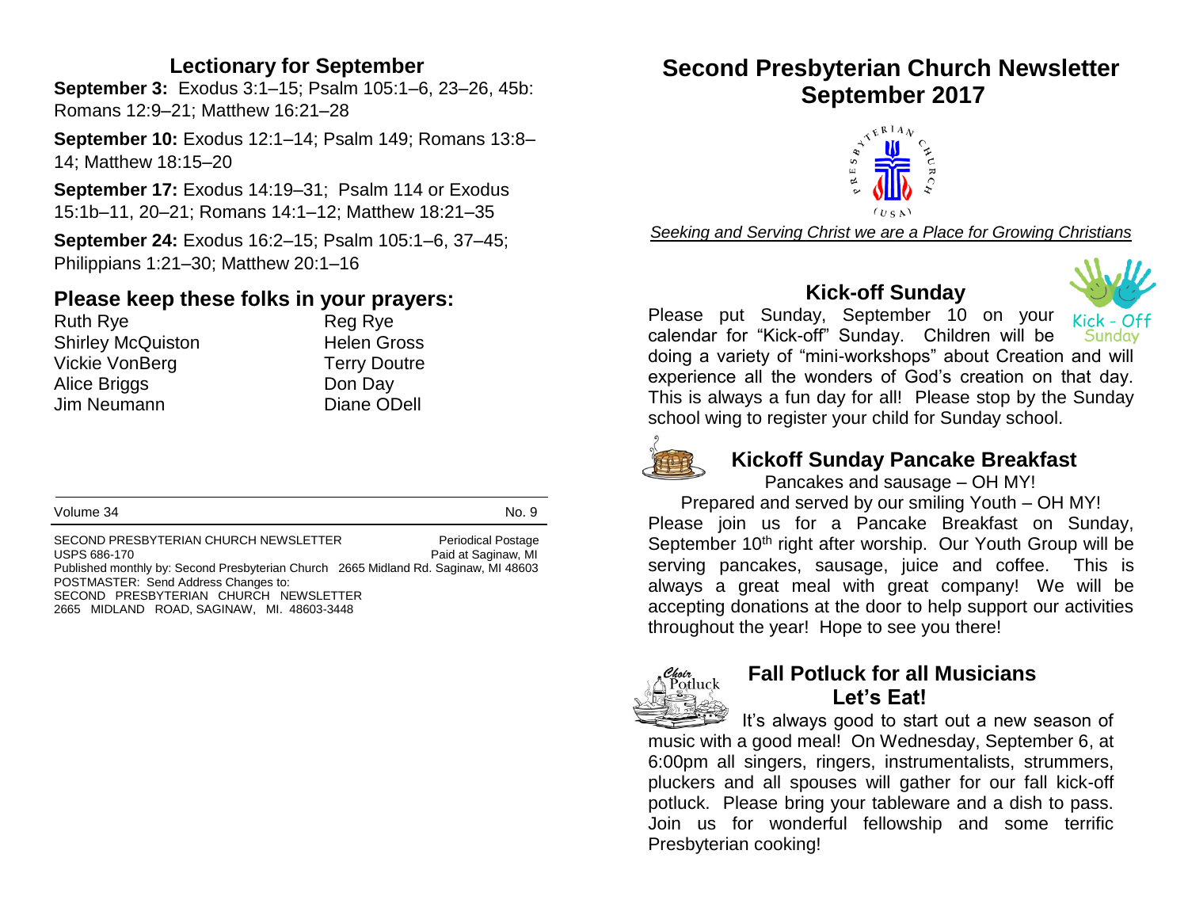## Lectionary for September

**September 3:** Exodus 3:1–15; Psalm 105:1–6, 23–26, 45b: Romans 12:9–21; Matthew 16:21–28

**September 10:** Exodus 12:1–14; Psalm 149; Romans 13:8–14; Matthew 18:15–20

**September 17:** Exodus 14:19–31; Psalm 114 or Exodus 15:1b–11, 20–21; Romans 14:1–12; Matthew 18:21–35

**September 24:** Exodus 16:2–15; Psalm 105:1–6, 37–45; Philippians 1:21–30; Matthew 20:1–16

## Please keep these folks in your prayers:

Ruth Rye
Shirley McQuiston
Vickie VonBerg
Alice Briggs
Jim Neumann
Reg Rye
Helen Gross
Terry Doutre
Don Day
Diane ODell

Volume 34 No. 9

SECOND PRESBYTERIAN CHURCH NEWSLETTER Periodical Postage
USPS 686-170 Paid at Saginaw, MI
Published monthly by: Second Presbyterian Church 2665 Midland Rd. Saginaw, MI 48603
POSTMASTER: Send Address Changes to:
SECOND PRESBYTERIAN CHURCH NEWSLETTER
2665 MIDLAND ROAD, SAGINAW, MI. 48603-3448

# Second Presbyterian Church Newsletter September 2017

*Seeking and Serving Christ we are a Place for Growing Christians*

## Kick-off Sunday

Please put Sunday, September 10 on your calendar for "Kick-off" Sunday. Children will be doing a variety of "mini-workshops" about Creation and will experience all the wonders of God's creation on that day. This is always a fun day for all! Please stop by the Sunday school wing to register your child for Sunday school.

## Kickoff Sunday Pancake Breakfast

Pancakes and sausage – OH MY!
Prepared and served by our smiling Youth – OH MY!

Please join us for a Pancake Breakfast on Sunday, September 10th right after worship. Our Youth Group will be serving pancakes, sausage, juice and coffee. This is always a great meal with great company! We will be accepting donations at the door to help support our activities throughout the year! Hope to see you there!

## Fall Potluck for all Musicians Let's Eat!

It's always good to start out a new season of music with a good meal! On Wednesday, September 6, at 6:00pm all singers, ringers, instrumentalists, strummers, pluckers and all spouses will gather for our fall kick-off potluck. Please bring your tableware and a dish to pass. Join us for wonderful fellowship and some terrific Presbyterian cooking!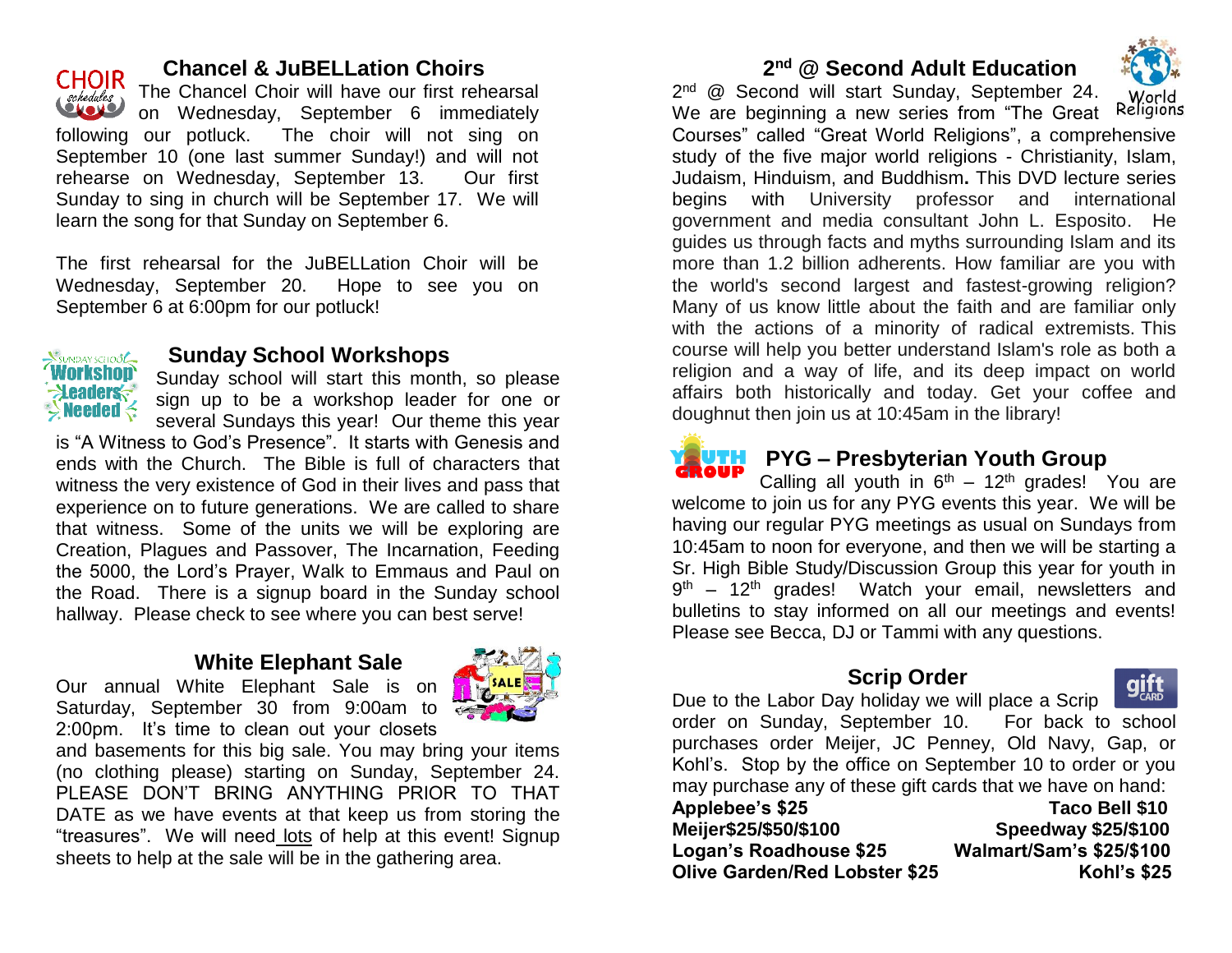## Chancel & JuBELLation Choirs

The Chancel Choir will have our first rehearsal on Wednesday, September 6 immediately following our potluck. The choir will not sing on September 10 (one last summer Sunday!) and will not rehearse on Wednesday, September 13. Our first Sunday to sing in church will be September 17. We will learn the song for that Sunday on September 6.

The first rehearsal for the JuBELLation Choir will be Wednesday, September 20. Hope to see you on September 6 at 6:00pm for our potluck!

## Sunday School Workshops

Sunday school will start this month, so please sign up to be a workshop leader for one or several Sundays this year! Our theme this year is “A Witness to God’s Presence”. It starts with Genesis and ends with the Church. The Bible is full of characters that witness the very existence of God in their lives and pass that experience on to future generations. We are called to share that witness. Some of the units we will be exploring are Creation, Plagues and Passover, The Incarnation, Feeding the 5000, the Lord’s Prayer, Walk to Emmaus and Paul on the Road. There is a signup board in the Sunday school hallway. Please check to see where you can best serve!

## White Elephant Sale

Our annual White Elephant Sale is on Saturday, September 30 from 9:00am to 2:00pm. It’s time to clean out your closets and basements for this big sale. You may bring your items (no clothing please) starting on Sunday, September 24. PLEASE DON’T BRING ANYTHING PRIOR TO THAT DATE as we have events at that keep us from storing the “treasures”. We will need lots of help at this event! Signup sheets to help at the sale will be in the gathering area.

## 2nd @ Second Adult Education

2nd @ Second will start Sunday, September 24. We are beginning a new series from “The Great Courses” called “Great World Religions”, a comprehensive study of the five major world religions - Christianity, Islam, Judaism, Hinduism, and Buddhism**.** This DVD lecture series begins with University professor and international government and media consultant John L. Esposito. He guides us through facts and myths surrounding Islam and its more than 1.2 billion adherents. How familiar are you with the world's second largest and fastest-growing religion? Many of us know little about the faith and are familiar only with the actions of a minority of radical extremists. This course will help you better understand Islam's role as both a religion and a way of life, and its deep impact on world affairs both historically and today. Get your coffee and doughnut then join us at 10:45am in the library!

## PYG – Presbyterian Youth Group

Calling all youth in 6th – 12th grades! You are welcome to join us for any PYG events this year. We will be having our regular PYG meetings as usual on Sundays from 10:45am to noon for everyone, and then we will be starting a Sr. High Bible Study/Discussion Group this year for youth in 9th – 12th grades! Watch your email, newsletters and bulletins to stay informed on all our meetings and events! Please see Becca, DJ or Tammi with any questions.

## Scrip Order

Due to the Labor Day holiday we will place a Scrip order on Sunday, September 10. For back to school purchases order Meijer, JC Penney, Old Navy, Gap, or Kohl’s. Stop by the office on September 10 to order or you may purchase any of these gift cards that we have on hand:

**Applebee’s $25** — **Taco Bell $10**
**Meijer $25/$50/$100** — **Speedway $25/$100**
**Logan’s Roadhouse $25** — **Walmart/Sam’s $25/$100**
**Olive Garden/Red Lobster $25** — **Kohl’s $25**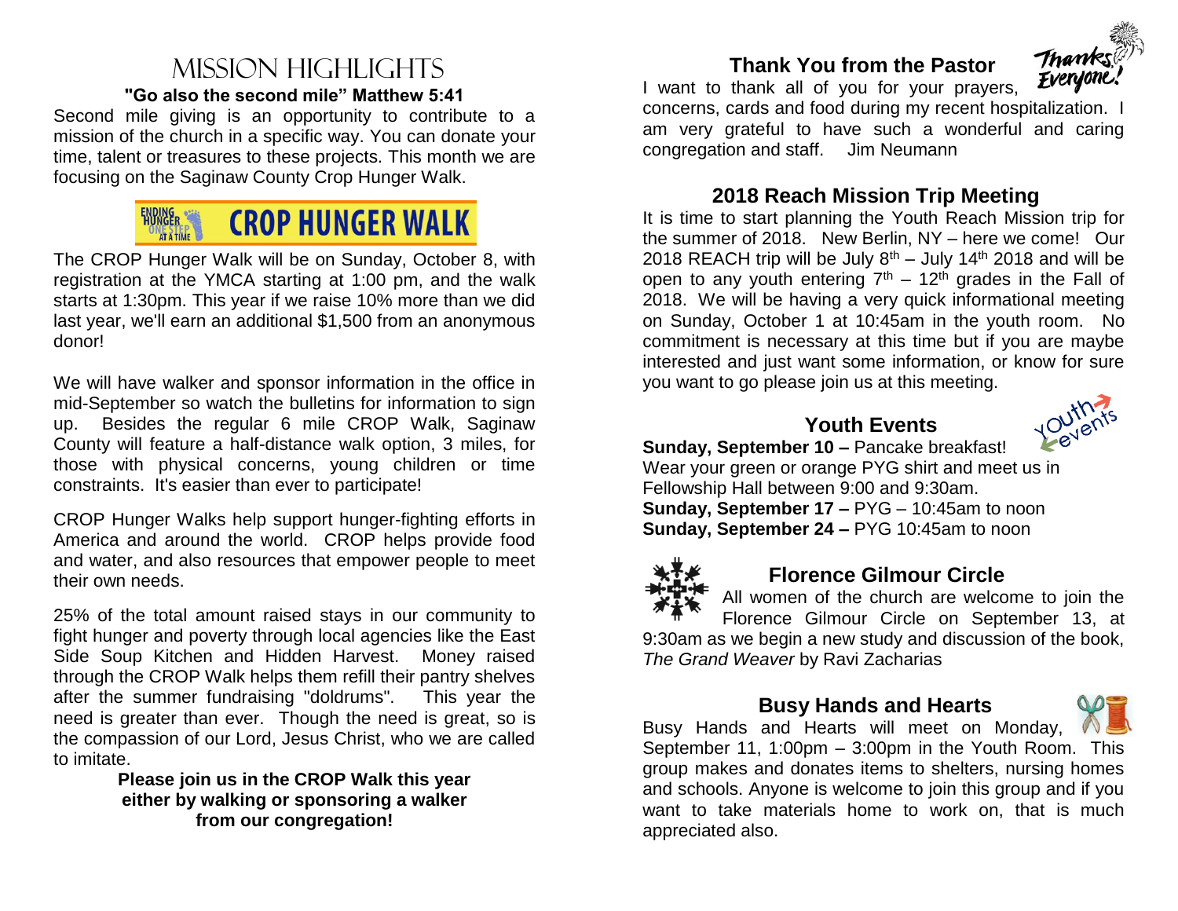# Mission Highlights

**"Go also the second mile" Matthew 5:41**

Second mile giving is an opportunity to contribute to a mission of the church in a specific way. You can donate your time, talent or treasures to these projects. This month we are focusing on the Saginaw County Crop Hunger Walk.

**CROP HUNGER WALK**

The CROP Hunger Walk will be on Sunday, October 8, with registration at the YMCA starting at 1:00 pm, and the walk starts at 1:30pm. This year if we raise 10% more than we did last year, we'll earn an additional $1,500 from an anonymous donor!

We will have walker and sponsor information in the office in mid-September so watch the bulletins for information to sign up. Besides the regular 6 mile CROP Walk, Saginaw County will feature a half-distance walk option, 3 miles, for those with physical concerns, young children or time constraints. It's easier than ever to participate!

CROP Hunger Walks help support hunger-fighting efforts in America and around the world. CROP helps provide food and water, and also resources that empower people to meet their own needs.

25% of the total amount raised stays in our community to fight hunger and poverty through local agencies like the East Side Soup Kitchen and Hidden Harvest. Money raised through the CROP Walk helps them refill their pantry shelves after the summer fundraising "doldrums". This year the need is greater than ever. Though the need is great, so is the compassion of our Lord, Jesus Christ, who we are called to imitate.

**Please join us in the CROP Walk this year either by walking or sponsoring a walker from our congregation!**

## Thank You from the Pastor

I want to thank all of you for your prayers, concerns, cards and food during my recent hospitalization. I am very grateful to have such a wonderful and caring congregation and staff. Jim Neumann

## 2018 Reach Mission Trip Meeting

It is time to start planning the Youth Reach Mission trip for the summer of 2018. New Berlin, NY – here we come! Our 2018 REACH trip will be July 8th – July 14th 2018 and will be open to any youth entering 7th – 12th grades in the Fall of 2018. We will be having a very quick informational meeting on Sunday, October 1 at 10:45am in the youth room. No commitment is necessary at this time but if you are maybe interested and just want some information, or know for sure you want to go please join us at this meeting.

## Youth Events

**Sunday, September 10 –** Pancake breakfast! Wear your green or orange PYG shirt and meet us in Fellowship Hall between 9:00 and 9:30am.
**Sunday, September 17 –** PYG – 10:45am to noon
**Sunday, September 24 –** PYG 10:45am to noon

## Florence Gilmour Circle

All women of the church are welcome to join the Florence Gilmour Circle on September 13, at 9:30am as we begin a new study and discussion of the book, *The Grand Weaver* by Ravi Zacharias

## Busy Hands and Hearts

Busy Hands and Hearts will meet on Monday, September 11, 1:00pm – 3:00pm in the Youth Room. This group makes and donates items to shelters, nursing homes and schools. Anyone is welcome to join this group and if you want to take materials home to work on, that is much appreciated also.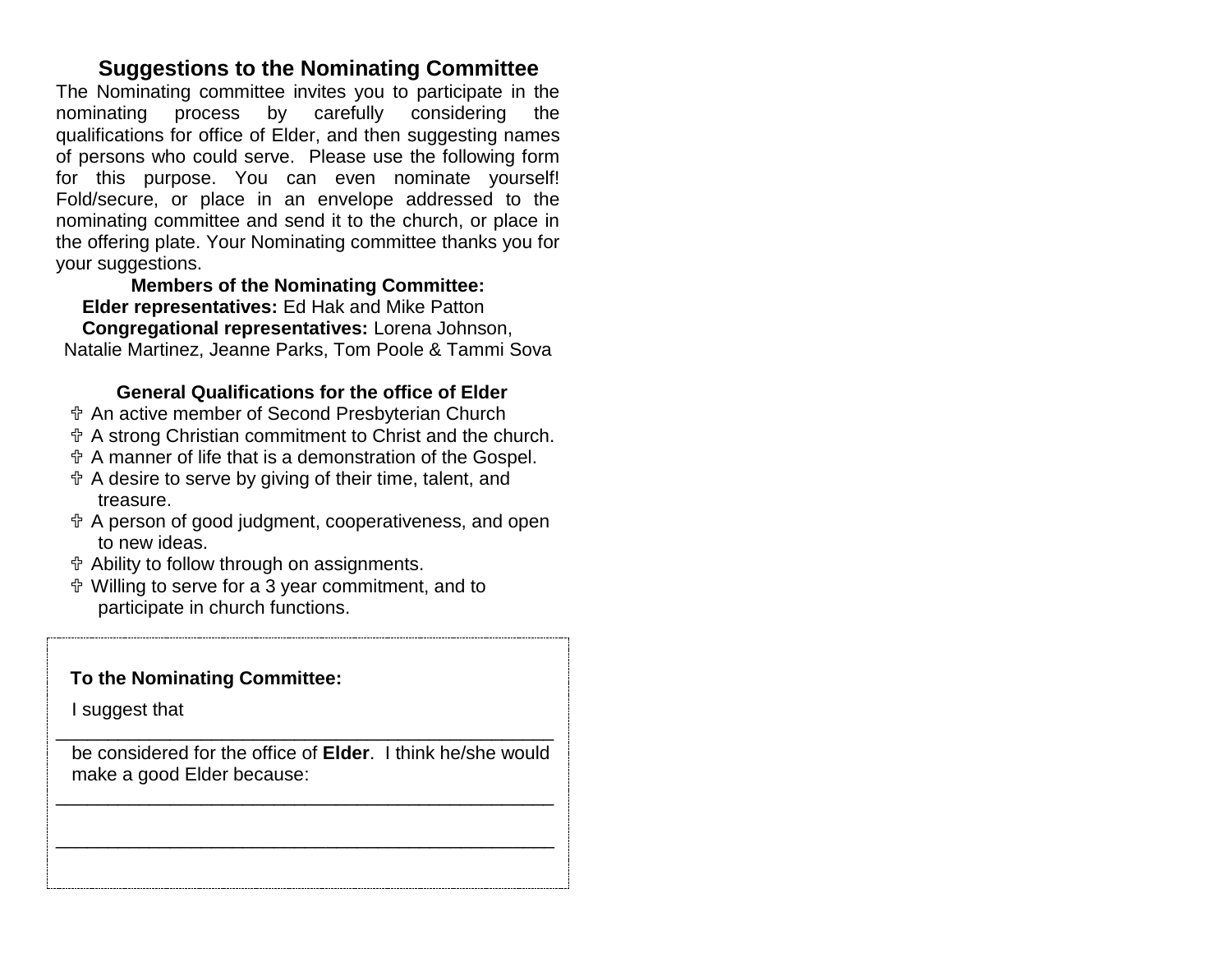## Suggestions to the Nominating Committee

The Nominating committee invites you to participate in the nominating process by carefully considering the qualifications for office of Elder, and then suggesting names of persons who could serve. Please use the following form for this purpose. You can even nominate yourself! Fold/secure, or place in an envelope addressed to the nominating committee and send it to the church, or place in the offering plate. Your Nominating committee thanks you for your suggestions.

**Members of the Nominating Committee:**

**Elder representatives:** Ed Hak and Mike Patton
**Congregational representatives:** Lorena Johnson, Natalie Martinez, Jeanne Parks, Tom Poole & Tammi Sova

### General Qualifications for the office of Elder

- ✞ An active member of Second Presbyterian Church
- ✞ A strong Christian commitment to Christ and the church.
- ✞ A manner of life that is a demonstration of the Gospel.
- ✞ A desire to serve by giving of their time, talent, and treasure.
- ✞ A person of good judgment, cooperativeness, and open to new ideas.
- ✞ Ability to follow through on assignments.
- ✞ Willing to serve for a 3 year commitment, and to participate in church functions.

---

**To the Nominating Committee:**

I suggest that

________________________________________________

be considered for the office of **Elder**. I think he/she would make a good Elder because:

________________________________________________

________________________________________________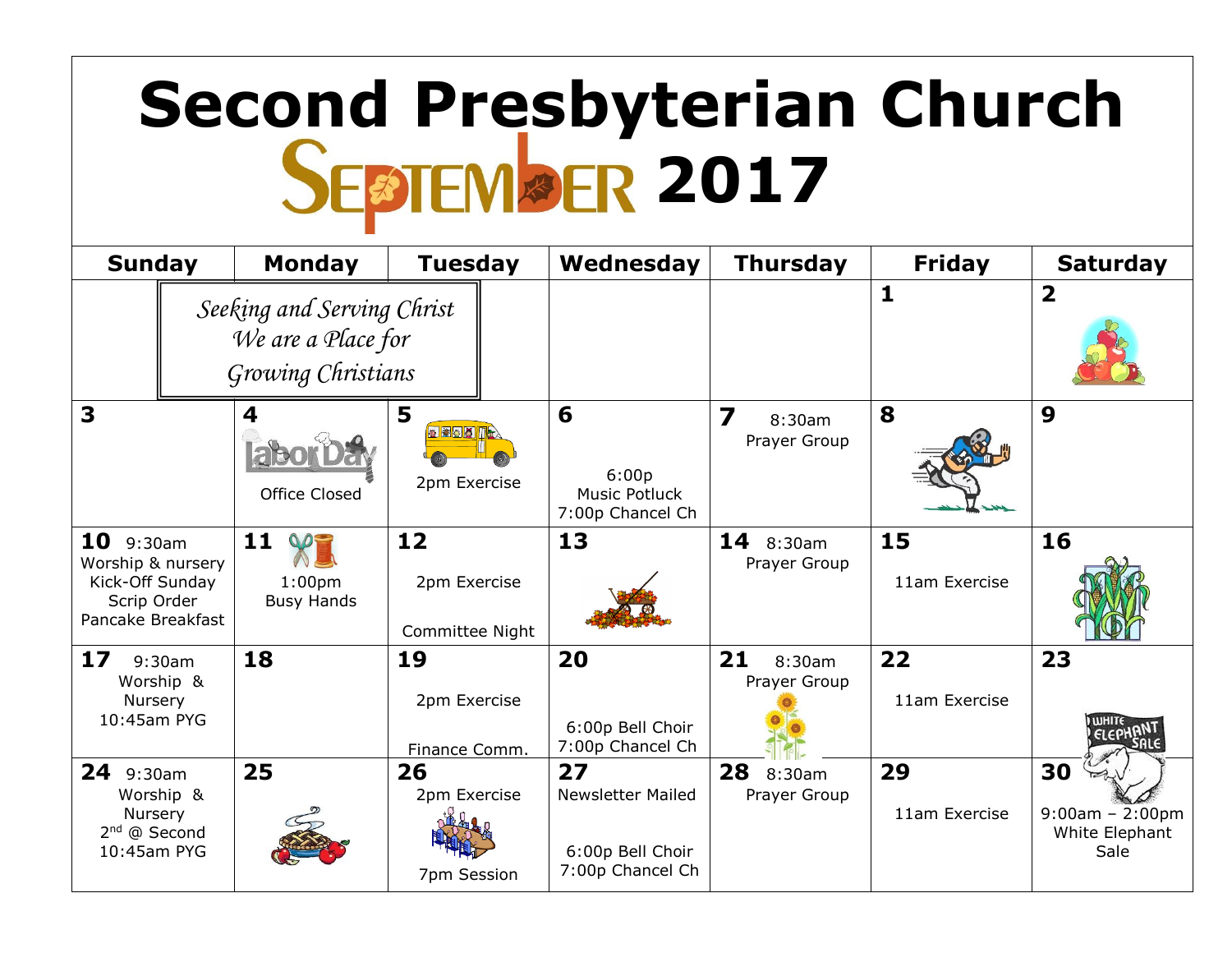# Second Presbyterian Church
## September 2017

| Sunday | Monday | Tuesday | Wednesday | Thursday | Friday | Saturday |
|---|---|---|---|---|---|---|
| *Seeking and Serving Christ We are a Place for Growing Christians* | | | | | 1 | 2 |
| 3 | 4 Office Closed | 5 2pm Exercise | 6 6:00p Music Potluck 7:00p Chancel Ch | 7 8:30am Prayer Group | 8 | 9 |
| 10 9:30am Worship & nursery Kick-Off Sunday Scrip Order Pancake Breakfast | 11 1:00pm Busy Hands | 12 2pm Exercise Committee Night | 13 | 14 8:30am Prayer Group | 15 11am Exercise | 16 |
| 17 9:30am Worship & Nursery 10:45am PYG | 18 | 19 2pm Exercise Finance Comm. | 20 6:00p Bell Choir 7:00p Chancel Ch | 21 8:30am Prayer Group | 22 11am Exercise | 23 |
| 24 9:30am Worship & Nursery 2nd @ Second 10:45am PYG | 25 | 26 2pm Exercise 7pm Session | 27 Newsletter Mailed 6:00p Bell Choir 7:00p Chancel Ch | 28 8:30am Prayer Group | 29 11am Exercise | 30 9:00am – 2:00pm White Elephant Sale |